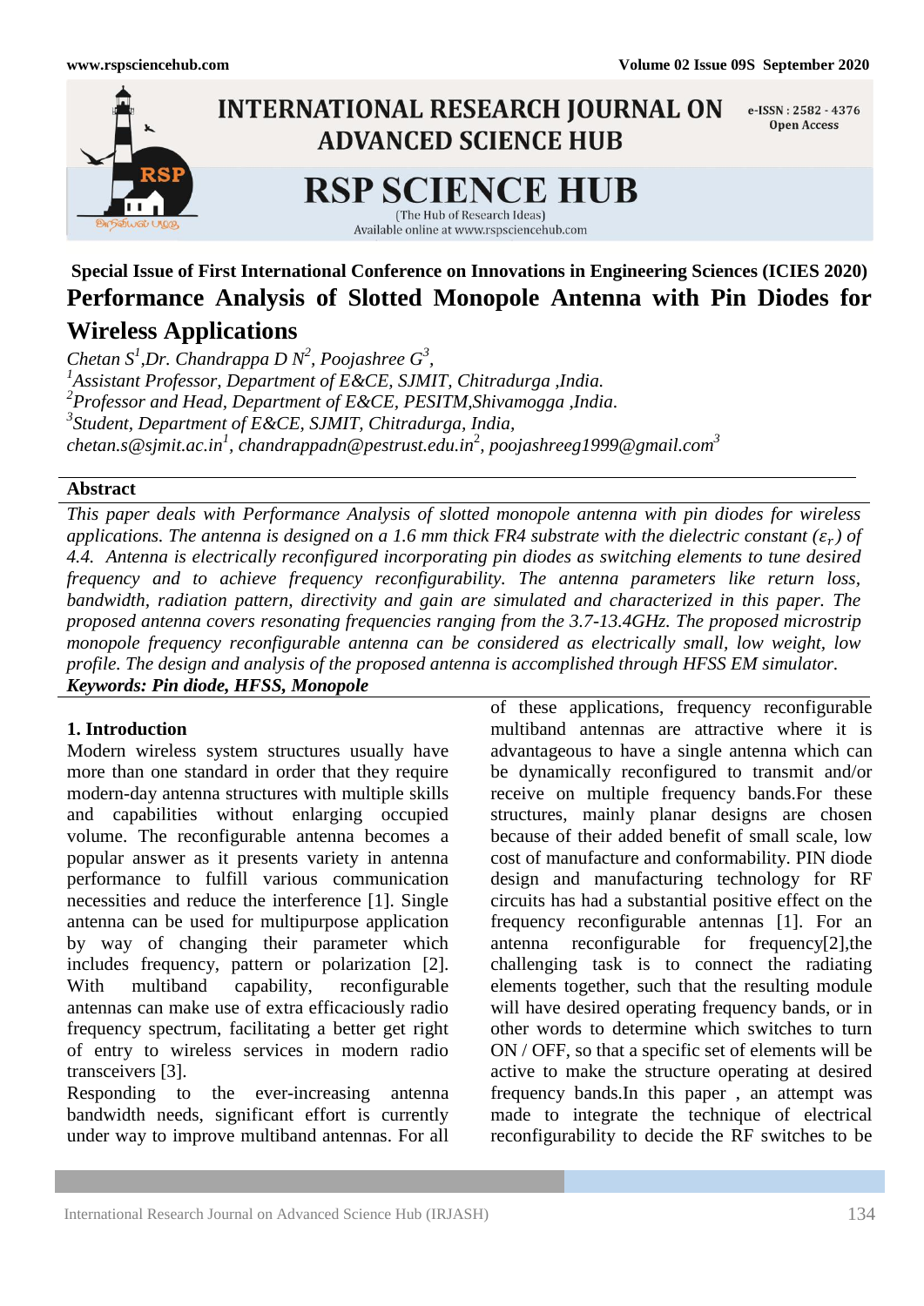Special Issue of First International Conference on Innovations in Engineering Sciences (ICIES 2020)

# Performance Analysis of Slotted Monopole Antenna with Pin Diodes for Wireless Applications

*Chetan S[1], Dr. Chandrappa D N[2], Poojashree G[3],*

*[1]Assistant Professor, Department of E&CE, SJMIT, Chitradurga ,India.*

*[2]Professor and Head, Department of E&CE, PESITM,Shivamogga ,India.*

*[3]Student, Department of E&CE, SJMIT, Chitradurga, India,*

*chetan.s@sjmit.ac.in[1], chandrappadn@pestrust.edu.in[2], poojashreeg1999@gmail.com[3]*

## Abstract

*This paper deals with Performance Analysis of slotted monopole antenna with pin diodes for wireless applications. The antenna is designed on a 1.6 mm thick FR4 substrate with the dielectric constant ($\varepsilon_r$) of 4.4. Antenna is electrically reconfigured incorporating pin diodes as switching elements to tune desired frequency and to achieve frequency reconfigurability. The antenna parameters like return loss, bandwidth, radiation pattern, directivity and gain are simulated and characterized in this paper. The proposed antenna covers resonating frequencies ranging from the 3.7-13.4GHz. The proposed microstrip monopole frequency reconfigurable antenna can be considered as electrically small, low weight, low profile. The design and analysis of the proposed antenna is accomplished through HFSS EM simulator.*

***Keywords: Pin diode, HFSS, Monopole***

## 1. Introduction

Modern wireless system structures usually have more than one standard in order that they require modern-day antenna structures with multiple skills and capabilities without enlarging occupied volume. The reconfigurable antenna becomes a popular answer as it presents variety in antenna performance to fulfill various communication necessities and reduce the interference [1]. Single antenna can be used for multipurpose application by way of changing their parameter which includes frequency, pattern or polarization [2]. With multiband capability, reconfigurable antennas can make use of extra efficaciously radio frequency spectrum, facilitating a better get right of entry to wireless services in modern radio transceivers [3].

Responding to the ever-increasing antenna bandwidth needs, significant effort is currently under way to improve multiband antennas. For all of these applications, frequency reconfigurable multiband antennas are attractive where it is advantageous to have a single antenna which can be dynamically reconfigured to transmit and/or receive on multiple frequency bands.For these structures, mainly planar designs are chosen because of their added benefit of small scale, low cost of manufacture and conformability. PIN diode design and manufacturing technology for RF circuits has had a substantial positive effect on the frequency reconfigurable antennas [1]. For an antenna reconfigurable for frequency[2],the challenging task is to connect the radiating elements together, such that the resulting module will have desired operating frequency bands, or in other words to determine which switches to turn ON / OFF, so that a specific set of elements will be active to make the structure operating at desired frequency bands.In this paper , an attempt was made to integrate the technique of electrical reconfigurability to decide the RF switches to be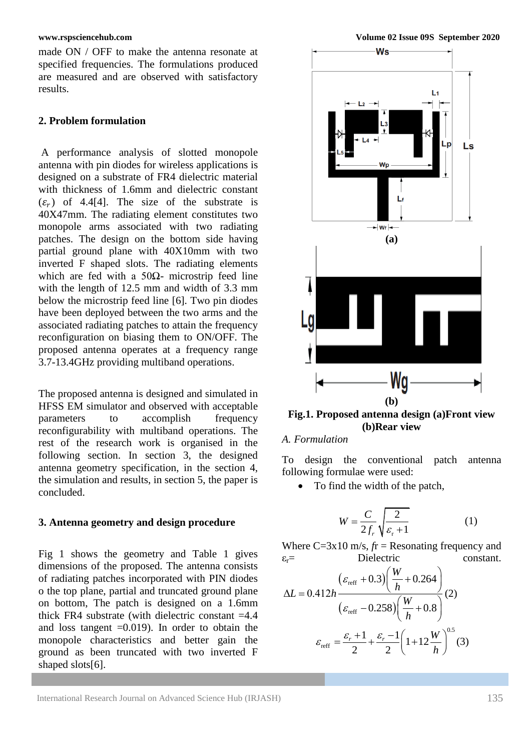made ON / OFF to make the antenna resonate at specified frequencies. The formulations produced are measured and are observed with satisfactory results.

## 2. Problem formulation

A performance analysis of slotted monopole antenna with pin diodes for wireless applications is designed on a substrate of FR4 dielectric material with thickness of 1.6mm and dielectric constant ($\varepsilon_r$) of 4.4[4]. The size of the substrate is 40X47mm. The radiating element constitutes two monopole arms associated with two radiating patches. The design on the bottom side having partial ground plane with 40X10mm with two inverted F shaped slots. The radiating elements which are fed with a 50Ω- microstrip feed line with the length of 12.5 mm and width of 3.3 mm below the microstrip feed line [6]. Two pin diodes have been deployed between the two arms and the associated radiating patches to attain the frequency reconfiguration on biasing them to ON/OFF. The proposed antenna operates at a frequency range 3.7-13.4GHz providing multiband operations.

The proposed antenna is designed and simulated in HFSS EM simulator and observed with acceptable parameters to accomplish frequency reconfigurability with multiband operations. The rest of the research work is organised in the following section. In section 3, the designed antenna geometry specification, in the section 4, the simulation and results, in section 5, the paper is concluded.

## 3. Antenna geometry and design procedure

Fig 1 shows the geometry and Table 1 gives dimensions of the proposed. The antenna consists of radiating patches incorporated with PIN diodes o the top plane, partial and truncated ground plane on bottom, The patch is designed on a 1.6mm thick FR4 substrate (with dielectric constant =4.4 and loss tangent =0.019). In order to obtain the monopole characteristics and better gain the ground as been truncated with two inverted F shaped slots[6].

**Fig.1. Proposed antenna design (a)Front view (b)Rear view**

*A. Formulation*

To design the conventional patch antenna following formulae were used:

- To find the width of the patch,

$$W = \frac{C}{2 f_r} \sqrt{\frac{2}{\varepsilon_r + 1}} \qquad (1)$$

Where C=3x10 m/s, $f_r$ = Resonating frequency and $\varepsilon_r$= Dielectric constant.

$$\Delta L = 0.412h \frac{(\varepsilon_{reff} + 0.3)\left(\frac{W}{h} + 0.264\right)}{(\varepsilon_{reff} - 0.258)\left(\frac{W}{h} + 0.8\right)} \qquad (2)$$

$$\varepsilon_{reff} = \frac{\varepsilon_r + 1}{2} + \frac{\varepsilon_r - 1}{2}\left(1 + 12\frac{W}{h}\right)^{0.5} \qquad (3)$$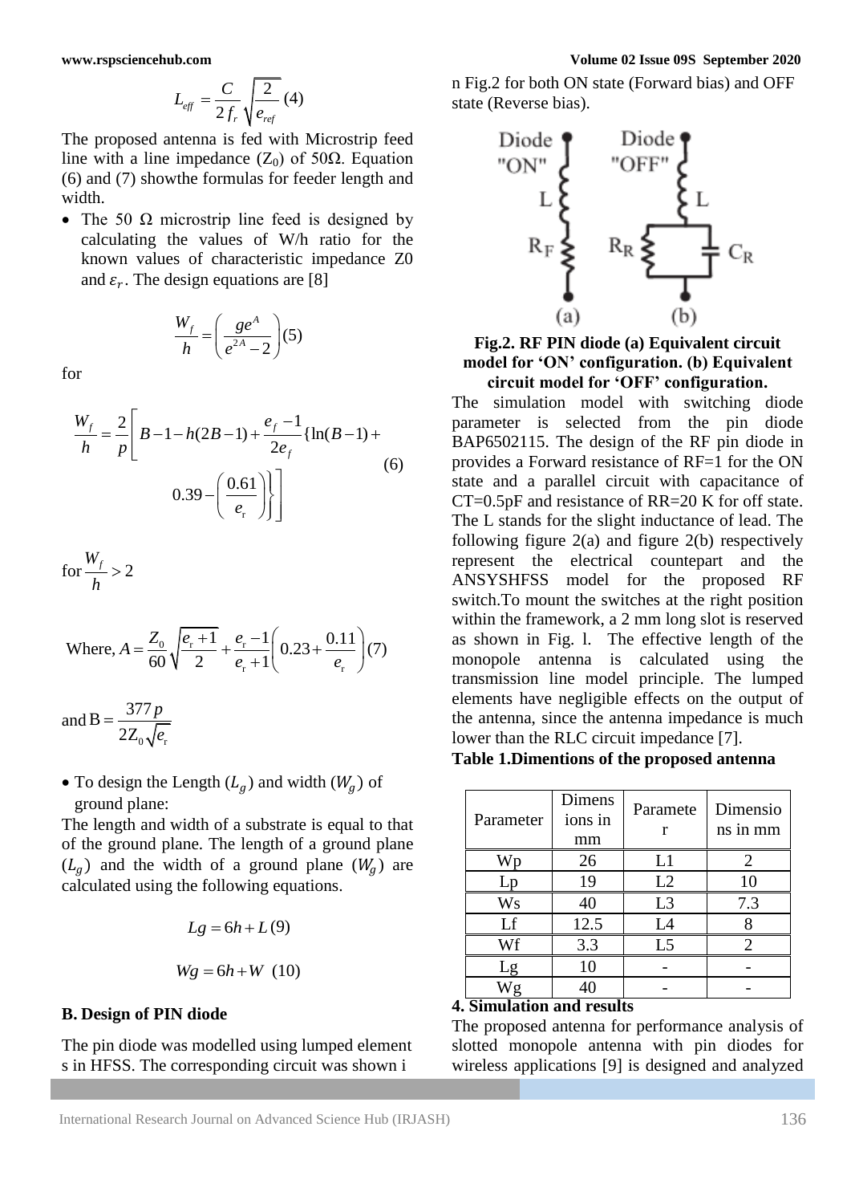$$L_{eff} = \frac{C}{2f_r}\sqrt{\frac{2}{e_{ref}}} \ (4)$$

The proposed antenna is fed with Microstrip feed line with a line impedance ($Z_0$) of 50Ω. Equation (6) and (7) showthe formulas for feeder length and width.

- The 50 Ω microstrip line feed is designed by calculating the values of W/h ratio for the known values of characteristic impedance Z0 and $\varepsilon_r$. The design equations are [8]

$$\frac{W_f}{h} = \left(\frac{ge^A}{e^{2A}-2}\right)(5)$$

for

$$\frac{W_f}{h} = \frac{2}{p}\left[B-1-h(2B-1)+\frac{e_f-1}{2e_f}\{\ln(B-1)+0.39-\left(\frac{0.61}{e_r}\right)\}\right] \quad (6)$$

for $\frac{W_f}{h} > 2$

$$\text{Where, } A = \frac{Z_0}{60}\sqrt{\frac{e_r+1}{2}} + \frac{e_r-1}{e_r+1}\left(0.23+\frac{0.11}{e_r}\right)(7)$$

$$\text{and } B = \frac{377p}{2Z_0\sqrt{e_r}}$$

- To design the Length ($L_g$) and width ($W_g$) of ground plane:

The length and width of a substrate is equal to that of the ground plane. The length of a ground plane ($L_g$) and the width of a ground plane ($W_g$) are calculated using the following equations.

$$Lg = 6h + L \ (9)$$

$$Wg = 6h + W \ (10)$$

### B. Design of PIN diode

The pin diode was modelled using lumped element s in HFSS. The corresponding circuit was shown in Fig.2 for both ON state (Forward bias) and OFF state (Reverse bias).

**Fig.2. RF PIN diode (a) Equivalent circuit model for 'ON' configuration. (b) Equivalent circuit model for 'OFF' configuration.**

The simulation model with switching diode parameter is selected from the pin diode BAP6502115. The design of the RF pin diode in provides a Forward resistance of RF=1 for the ON state and a parallel circuit with capacitance of CT=0.5pF and resistance of RR=20 K for off state. The L stands for the slight inductance of lead. The following figure 2(a) and figure 2(b) respectively represent the electrical countepart and the ANSYSHFSS model for the proposed RF switch.To mount the switches at the right position within the framework, a 2 mm long slot is reserved as shown in Fig. l. The effective length of the monopole antenna is calculated using the transmission line model principle. The lumped elements have negligible effects on the output of the antenna, since the antenna impedance is much lower than the RLC circuit impedance [7].

**Table 1.Dimentions of the proposed antenna**

| Parameter | Dimensions in mm | Parameter | Dimensions in mm |
|---|---|---|---|
| Wp | 26 | L1 | 2 |
| Lp | 19 | L2 | 10 |
| Ws | 40 | L3 | 7.3 |
| Lf | 12.5 | L4 | 8 |
| Wf | 3.3 | L5 | 2 |
| Lg | 10 | - | - |
| Wg | 40 | - | - |

## 4. Simulation and results

The proposed antenna for performance analysis of slotted monopole antenna with pin diodes for wireless applications [9] is designed and analyzed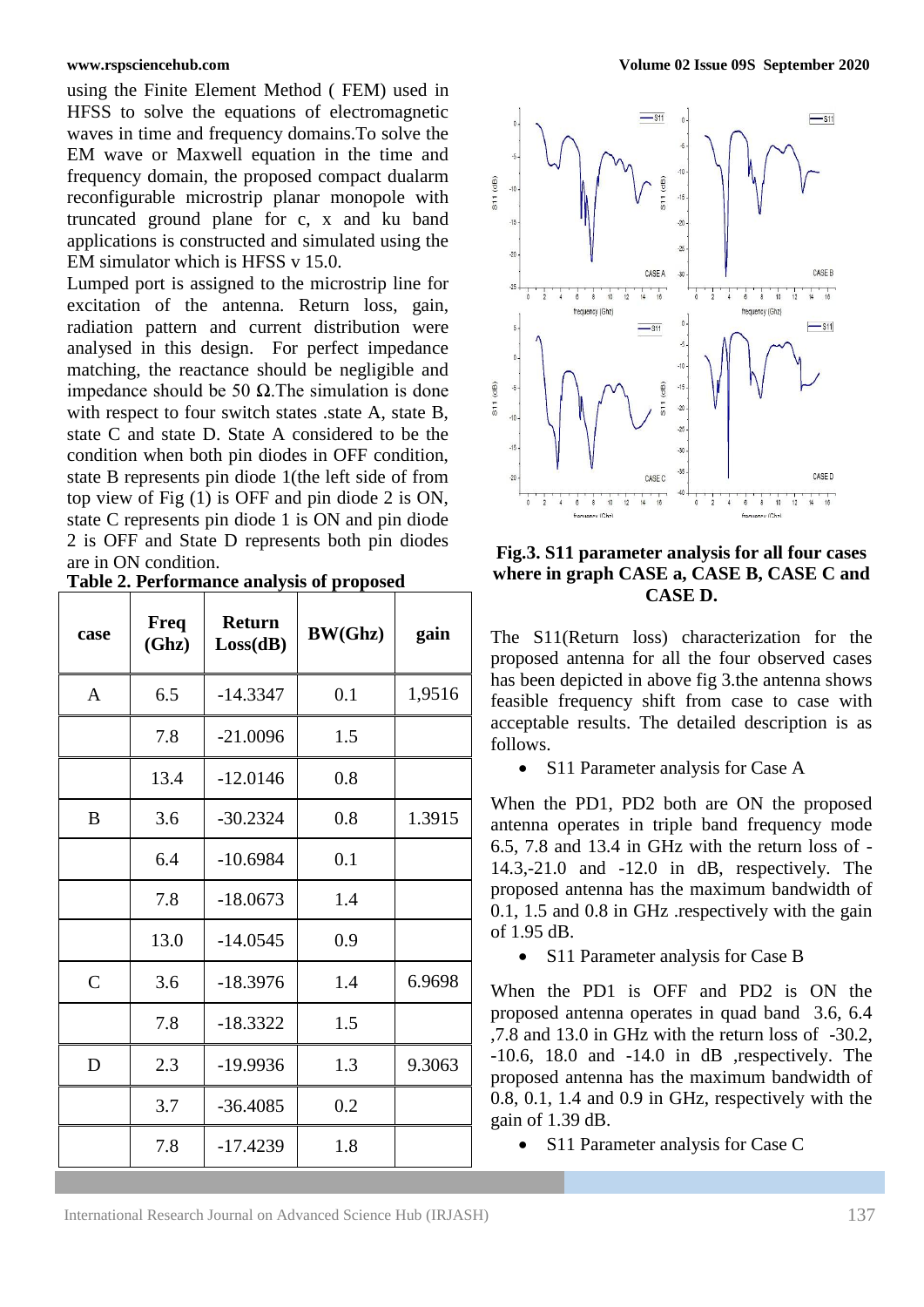using the Finite Element Method ( FEM) used in HFSS to solve the equations of electromagnetic waves in time and frequency domains.To solve the EM wave or Maxwell equation in the time and frequency domain, the proposed compact dualarm reconfigurable microstrip planar monopole with truncated ground plane for c, x and ku band applications is constructed and simulated using the EM simulator which is HFSS v 15.0.

Lumped port is assigned to the microstrip line for excitation of the antenna. Return loss, gain, radiation pattern and current distribution were analysed in this design. For perfect impedance matching, the reactance should be negligible and impedance should be 50 Ω.The simulation is done with respect to four switch states .state A, state B, state C and state D. State A considered to be the condition when both pin diodes in OFF condition, state B represents pin diode 1(the left side of from top view of Fig (1) is OFF and pin diode 2 is ON, state C represents pin diode 1 is ON and pin diode 2 is OFF and State D represents both pin diodes are in ON condition.

**Table 2. Performance analysis of proposed**

| case | Freq (Ghz) | Return Loss(dB) | BW(Ghz) | gain |
|---|---|---|---|---|
| A | 6.5 | -14.3347 | 0.1 | 1,9516 |
| | 7.8 | -21.0096 | 1.5 | |
| | 13.4 | -12.0146 | 0.8 | |
| B | 3.6 | -30.2324 | 0.8 | 1.3915 |
| | 6.4 | -10.6984 | 0.1 | |
| | 7.8 | -18.0673 | 1.4 | |
| | 13.0 | -14.0545 | 0.9 | |
| C | 3.6 | -18.3976 | 1.4 | 6.9698 |
| | 7.8 | -18.3322 | 1.5 | |
| D | 2.3 | -19.9936 | 1.3 | 9.3063 |
| | 3.7 | -36.4085 | 0.2 | |
| | 7.8 | -17.4239 | 1.8 | |

**Fig.3. S11 parameter analysis for all four cases where in graph CASE a, CASE B, CASE C and CASE D.**

The S11(Return loss) characterization for the proposed antenna for all the four observed cases has been depicted in above fig 3.the antenna shows feasible frequency shift from case to case with acceptable results. The detailed description is as follows.

- S11 Parameter analysis for Case A

When the PD1, PD2 both are ON the proposed antenna operates in triple band frequency mode 6.5, 7.8 and 13.4 in GHz with the return loss of -14.3,-21.0 and -12.0 in dB, respectively. The proposed antenna has the maximum bandwidth of 0.1, 1.5 and 0.8 in GHz .respectively with the gain of 1.95 dB.

- S11 Parameter analysis for Case B

When the PD1 is OFF and PD2 is ON the proposed antenna operates in quad band 3.6, 6.4 ,7.8 and 13.0 in GHz with the return loss of -30.2, -10.6, 18.0 and -14.0 in dB ,respectively. The proposed antenna has the maximum bandwidth of 0.8, 0.1, 1.4 and 0.9 in GHz, respectively with the gain of 1.39 dB.

- S11 Parameter analysis for Case C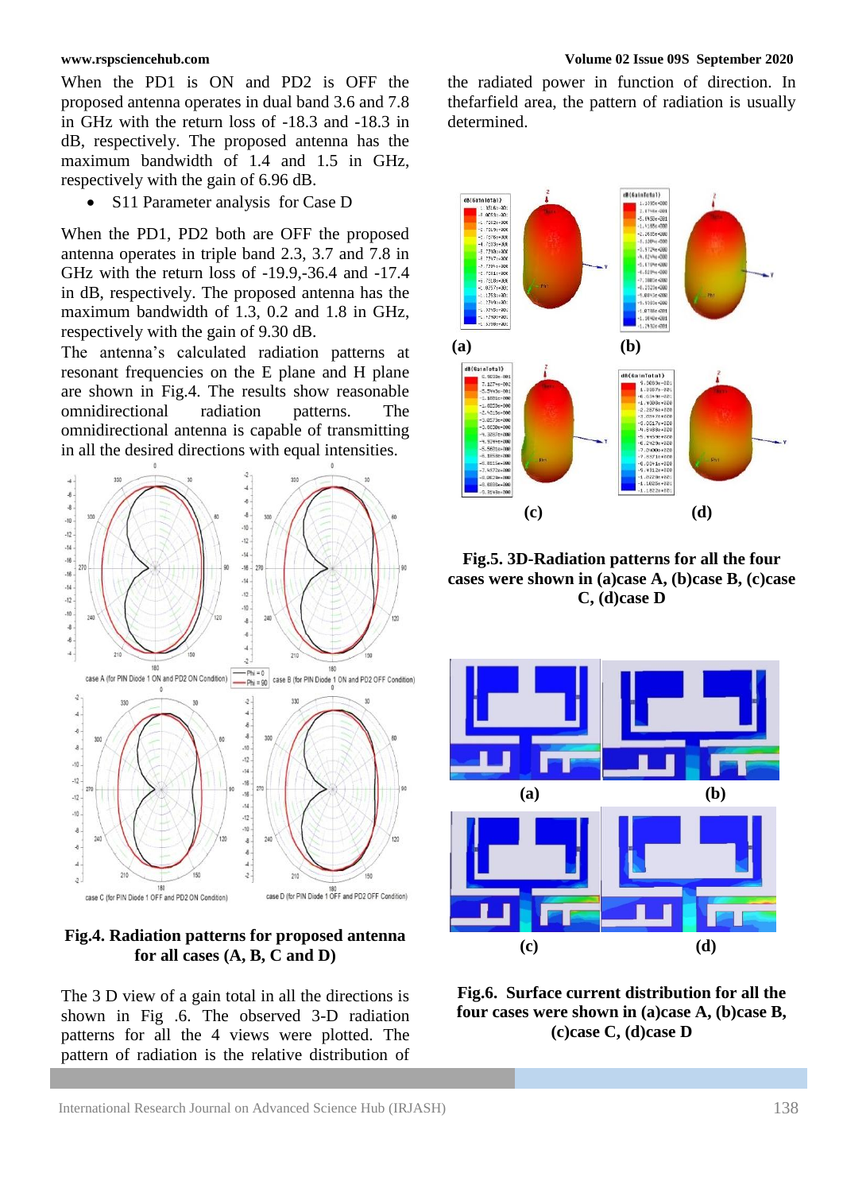When the PD1 is ON and PD2 is OFF the proposed antenna operates in dual band 3.6 and 7.8 in GHz with the return loss of -18.3 and -18.3 in dB, respectively. The proposed antenna has the maximum bandwidth of 1.4 and 1.5 in GHz, respectively with the gain of 6.96 dB.

- S11 Parameter analysis for Case D

When the PD1, PD2 both are OFF the proposed antenna operates in triple band 2.3, 3.7 and 7.8 in GHz with the return loss of -19.9,-36.4 and -17.4 in dB, respectively. The proposed antenna has the maximum bandwidth of 1.3, 0.2 and 1.8 in GHz, respectively with the gain of 9.30 dB.

The antenna's calculated radiation patterns at resonant frequencies on the E plane and H plane are shown in Fig.4. The results show reasonable omnidirectional radiation patterns. The omnidirectional antenna is capable of transmitting in all the desired directions with equal intensities.

**Fig.4. Radiation patterns for proposed antenna for all cases (A, B, C and D)**

The 3 D view of a gain total in all the directions is shown in Fig .6. The observed 3-D radiation patterns for all the 4 views were plotted. The pattern of radiation is the relative distribution of the radiated power in function of direction. In thefarfield area, the pattern of radiation is usually determined.

**Fig.5. 3D-Radiation patterns for all the four cases were shown in (a)case A, (b)case B, (c)case C, (d)case D**

**Fig.6. Surface current distribution for all the four cases were shown in (a)case A, (b)case B, (c)case C, (d)case D**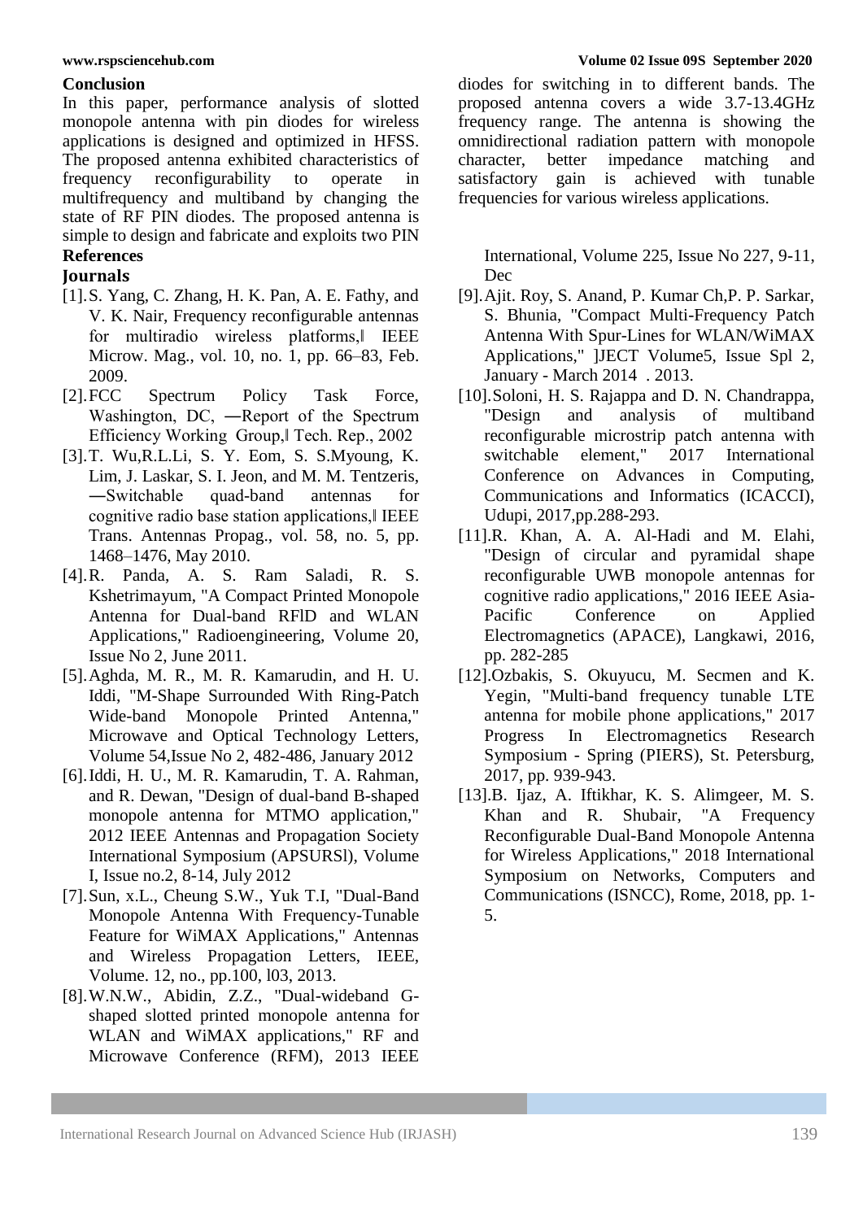## Conclusion

In this paper, performance analysis of slotted monopole antenna with pin diodes for wireless applications is designed and optimized in HFSS. The proposed antenna exhibited characteristics of frequency reconfigurability to operate in multifrequency and multiband by changing the state of RF PIN diodes. The proposed antenna is simple to design and fabricate and exploits two PIN diodes for switching in to different bands. The proposed antenna covers a wide 3.7-13.4GHz frequency range. The antenna is showing the omnidirectional radiation pattern with monopole character, better impedance matching and satisfactory gain is achieved with tunable frequencies for various wireless applications.

## References

### Journals

[1]. S. Yang, C. Zhang, H. K. Pan, A. E. Fathy, and V. K. Nair, Frequency reconfigurable antennas for multiradio wireless platforms,‖ IEEE Microw. Mag., vol. 10, no. 1, pp. 66–83, Feb. 2009.

[2]. FCC Spectrum Policy Task Force, Washington, DC, ―Report of the Spectrum Efficiency Working Group,‖ Tech. Rep., 2002

[3]. T. Wu,R.L.Li, S. Y. Eom, S. S.Myoung, K. Lim, J. Laskar, S. I. Jeon, and M. M. Tentzeris, ―Switchable quad-band antennas for cognitive radio base station applications,‖ IEEE Trans. Antennas Propag., vol. 58, no. 5, pp. 1468–1476, May 2010.

[4]. R. Panda, A. S. Ram Saladi, R. S. Kshetrimayum, "A Compact Printed Monopole Antenna for Dual-band RFlD and WLAN Applications," Radioengineering, Volume 20, Issue No 2, June 2011.

[5]. Aghda, M. R., M. R. Kamarudin, and H. U. Iddi, "M-Shape Surrounded With Ring-Patch Wide-band Monopole Printed Antenna," Microwave and Optical Technology Letters, Volume 54,Issue No 2, 482-486, January 2012

[6]. Iddi, H. U., M. R. Kamarudin, T. A. Rahman, and R. Dewan, "Design of dual-band B-shaped monopole antenna for MTMO application," 2012 IEEE Antennas and Propagation Society International Symposium (APSURSl), Volume I, Issue no.2, 8-14, July 2012

[7]. Sun, x.L., Cheung S.W., Yuk T.I, "Dual-Band Monopole Antenna With Frequency-Tunable Feature for WiMAX Applications," Antennas and Wireless Propagation Letters, IEEE, Volume. 12, no., pp.100, l03, 2013.

[8]. W.N.W., Abidin, Z.Z., "Dual-wideband G-shaped slotted printed monopole antenna for WLAN and WiMAX applications," RF and Microwave Conference (RFM), 2013 IEEE International, Volume 225, Issue No 227, 9-11, Dec

[9]. Ajit. Roy, S. Anand, P. Kumar Ch,P. P. Sarkar, S. Bhunia, "Compact Multi-Frequency Patch Antenna With Spur-Lines for WLAN/WiMAX Applications," ]JECT Volume5, Issue Spl 2, January - March 2014 . 2013.

[10]. Soloni, H. S. Rajappa and D. N. Chandrappa, "Design and analysis of multiband reconfigurable microstrip patch antenna with switchable element," 2017 International Conference on Advances in Computing, Communications and Informatics (ICACCI), Udupi, 2017,pp.288-293.

[11]. R. Khan, A. A. Al-Hadi and M. Elahi, "Design of circular and pyramidal shape reconfigurable UWB monopole antennas for cognitive radio applications," 2016 IEEE Asia-Pacific Conference on Applied Electromagnetics (APACE), Langkawi, 2016, pp. 282-285

[12]. Ozbakis, S. Okuyucu, M. Secmen and K. Yegin, "Multi-band frequency tunable LTE antenna for mobile phone applications," 2017 Progress In Electromagnetics Research Symposium - Spring (PIERS), St. Petersburg, 2017, pp. 939-943.

[13]. B. Ijaz, A. Iftikhar, K. S. Alimgeer, M. S. Khan and R. Shubair, "A Frequency Reconfigurable Dual-Band Monopole Antenna for Wireless Applications," 2018 International Symposium on Networks, Computers and Communications (ISNCC), Rome, 2018, pp. 1-5.